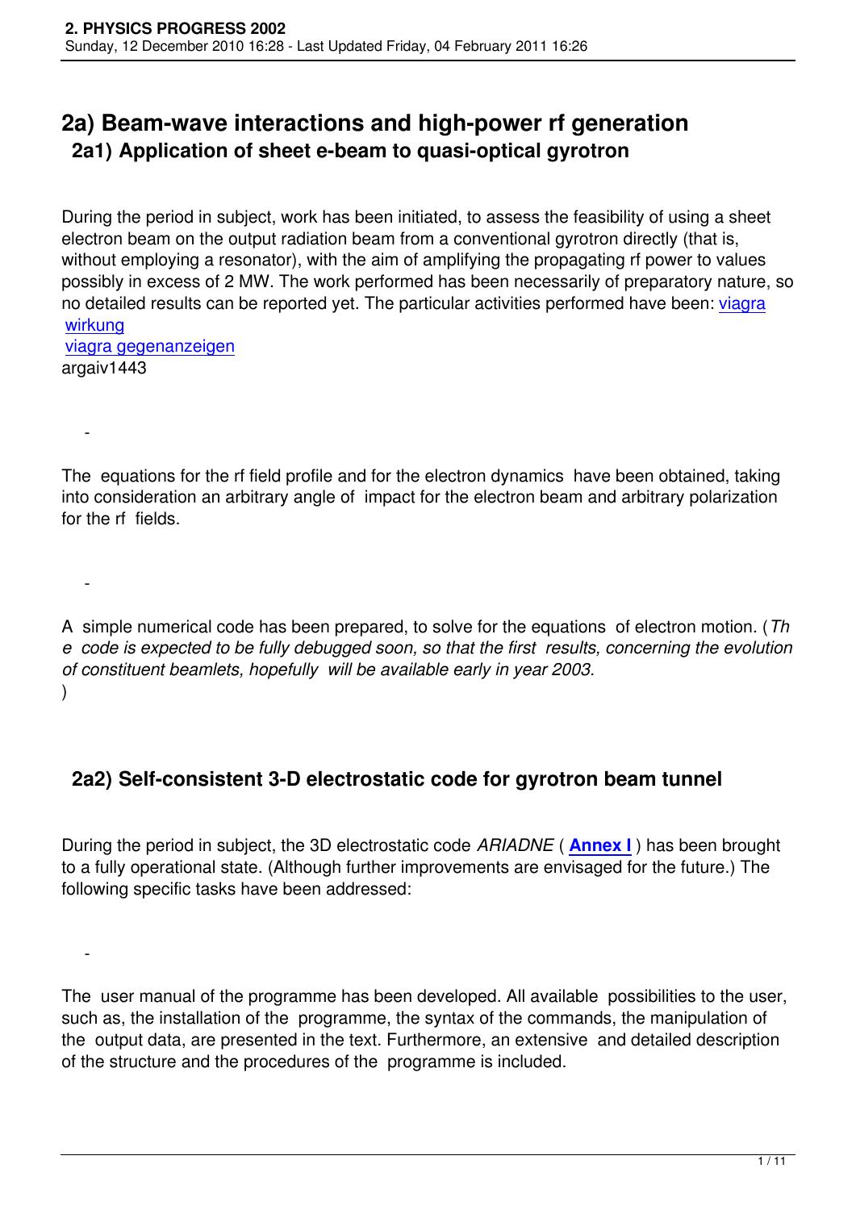# 2a) Beam-wave interactions and high-power rf generation

## 2a1) Application of sheet e-beam to quasi-optical gyrotron

During the period in subject, work has been initiated, to assess the feasibility of using a sheet electron beam on the output radiation beam from a conventional gyrotron directly (that is, without employing a resonator), with the aim of amplifying the propagating rf power to values possibly in excess of 2 MW. The work performed has been necessarily of preparatory nature, so no detailed results can be reported yet. The particular activities performed have been: viagra wirkung viagra gegenanzeigen argaiv1443

-

The equations for the rf field profile and for the electron dynamics have been obtained, taking into consideration an arbitrary angle of impact for the electron beam and arbitrary polarization for the rf fields.

-

A simple numerical code has been prepared, to solve for the equations of electron motion. (*The code is expected to be fully debugged soon, so that the first results, concerning the evolution of constituent beamlets, hopefully will be available early in year 2003.*)

## 2a2) Self-consistent 3-D electrostatic code for gyrotron beam tunnel

During the period in subject, the 3D electrostatic code *ARIADNE* ( **Annex I** ) has been brought to a fully operational state. (Although further improvements are envisaged for the future.) The following specific tasks have been addressed:

-

The user manual of the programme has been developed. All available possibilities to the user, such as, the installation of the programme, the syntax of the commands, the manipulation of the output data, are presented in the text. Furthermore, an extensive and detailed description of the structure and the procedures of the programme is included.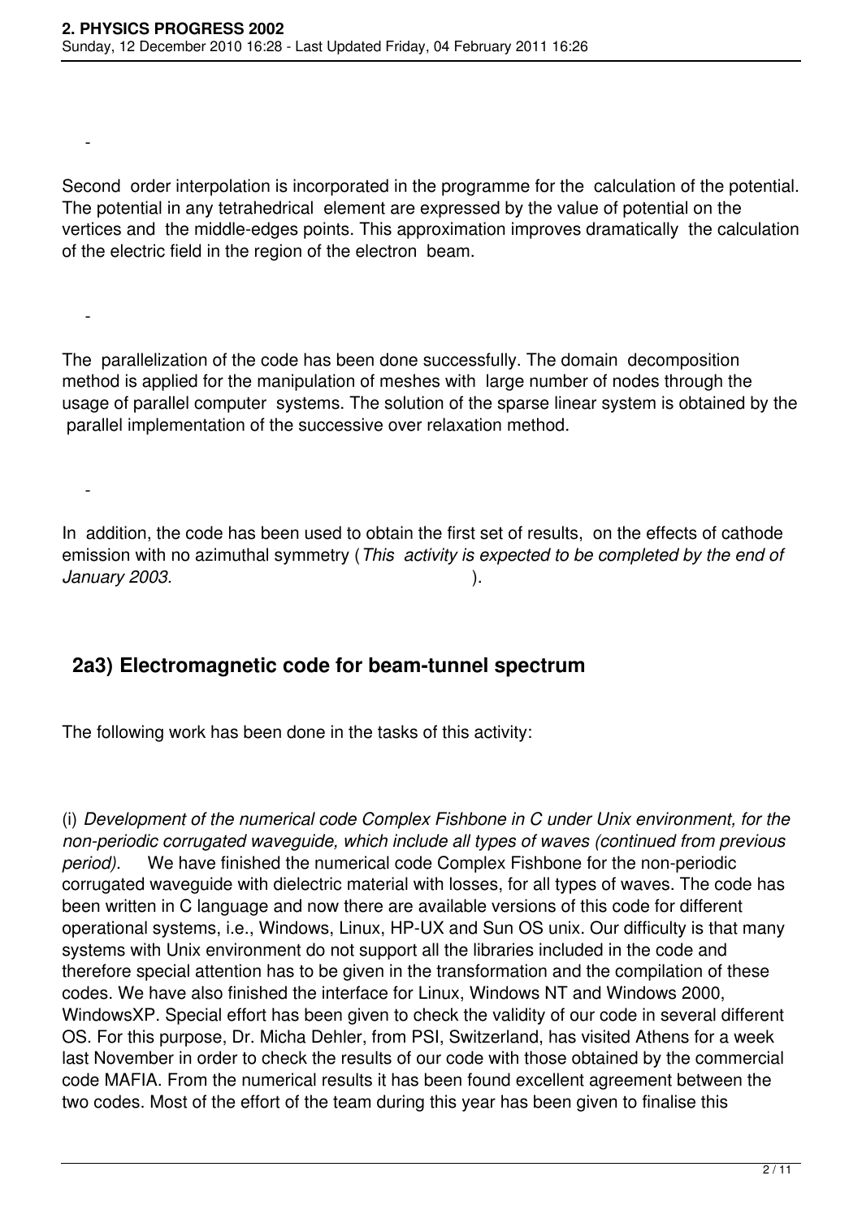-

Second order interpolation is incorporated in the programme for the calculation of the potential. The potential in any tetrahedrical element are expressed by the value of potential on the vertices and the middle-edges points. This approximation improves dramatically the calculation of the electric field in the region of the electron beam.

-

The parallelization of the code has been done successfully. The domain decomposition method is applied for the manipulation of meshes with large number of nodes through the usage of parallel computer systems. The solution of the sparse linear system is obtained by the parallel implementation of the successive over relaxation method.

-

In addition, the code has been used to obtain the first set of results, on the effects of cathode emission with no azimuthal symmetry (*This activity is expected to be completed by the end of January 2003.* ).

## 2a3) Electromagnetic code for beam-tunnel spectrum

The following work has been done in the tasks of this activity:

(i) *Development of the numerical code Complex Fishbone in C under Unix environment, for the non-periodic corrugated waveguide, which include all types of waves (continued from previous period).* We have finished the numerical code Complex Fishbone for the non-periodic corrugated waveguide with dielectric material with losses, for all types of waves. The code has been written in C language and now there are available versions of this code for different operational systems, i.e., Windows, Linux, HP-UX and Sun OS unix. Our difficulty is that many systems with Unix environment do not support all the libraries included in the code and therefore special attention has to be given in the transformation and the compilation of these codes. We have also finished the interface for Linux, Windows NT and Windows 2000, WindowsXP. Special effort has been given to check the validity of our code in several different OS. For this purpose, Dr. Micha Dehler, from PSI, Switzerland, has visited Athens for a week last November in order to check the results of our code with those obtained by the commercial code MAFIA. From the numerical results it has been found excellent agreement between the two codes. Most of the effort of the team during this year has been given to finalise this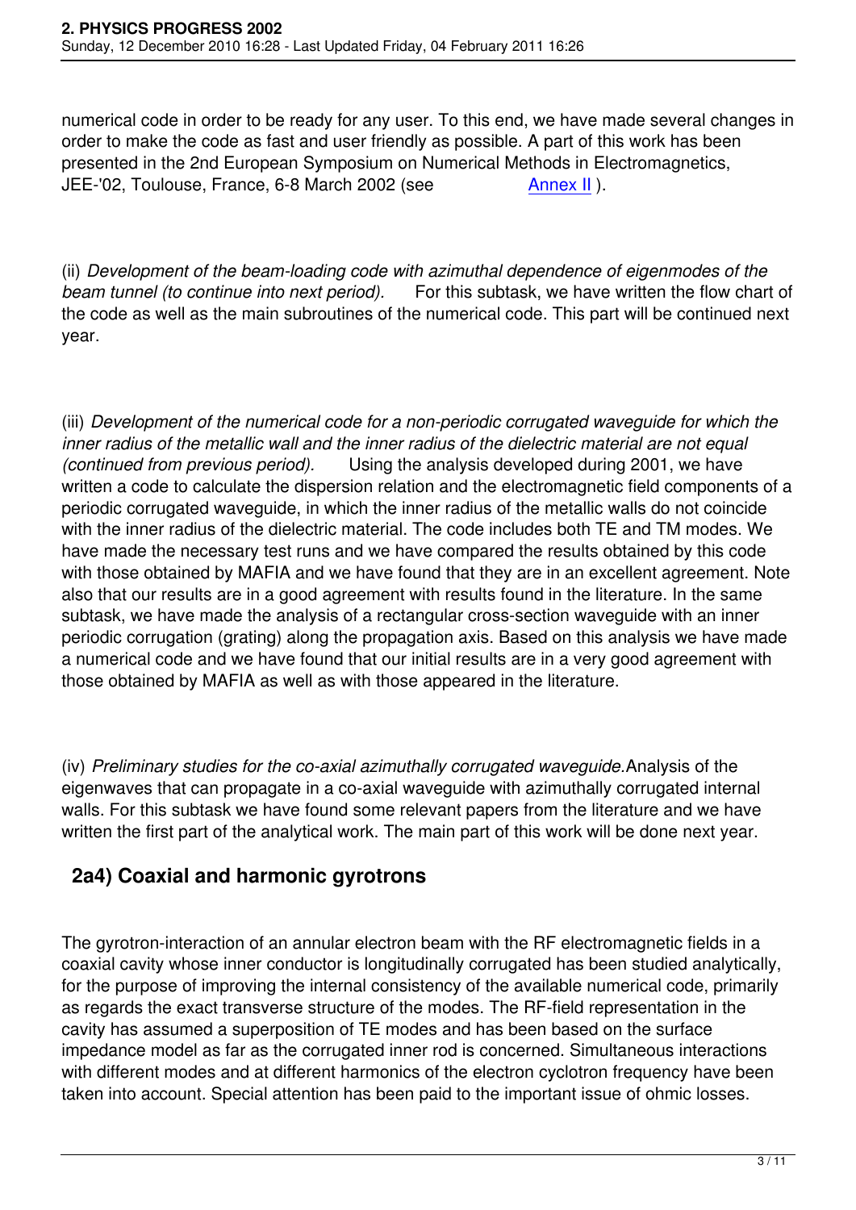numerical code in order to be ready for any user. To this end, we have made several changes in order to make the code as fast and user friendly as possible. A part of this work has been presented in the 2nd European Symposium on Numerical Methods in Electromagnetics, JEE-'02, Toulouse, France, 6-8 March 2002 (see Annex II ).

(ii) *Development of the beam-loading code with azimuthal dependence of eigenmodes of the beam tunnel (to continue into next period).* For this subtask, we have written the flow chart of the code as well as the main subroutines of the numerical code. This part will be continued next year.

(iii) *Development of the numerical code for a non-periodic corrugated waveguide for which the inner radius of the metallic wall and the inner radius of the dielectric material are not equal (continued from previous period).* Using the analysis developed during 2001, we have written a code to calculate the dispersion relation and the electromagnetic field components of a periodic corrugated waveguide, in which the inner radius of the metallic walls do not coincide with the inner radius of the dielectric material. The code includes both TE and TM modes. We have made the necessary test runs and we have compared the results obtained by this code with those obtained by MAFIA and we have found that they are in an excellent agreement. Note also that our results are in a good agreement with results found in the literature. In the same subtask, we have made the analysis of a rectangular cross-section waveguide with an inner periodic corrugation (grating) along the propagation axis. Based on this analysis we have made a numerical code and we have found that our initial results are in a very good agreement with those obtained by MAFIA as well as with those appeared in the literature.

(iv) *Preliminary studies for the co-axial azimuthally corrugated waveguide.* Analysis of the eigenwaves that can propagate in a co-axial waveguide with azimuthally corrugated internal walls. For this subtask we have found some relevant papers from the literature and we have written the first part of the analytical work. The main part of this work will be done next year.

## 2a4) Coaxial and harmonic gyrotrons

The gyrotron-interaction of an annular electron beam with the RF electromagnetic fields in a coaxial cavity whose inner conductor is longitudinally corrugated has been studied analytically, for the purpose of improving the internal consistency of the available numerical code, primarily as regards the exact transverse structure of the modes. The RF-field representation in the cavity has assumed a superposition of TE modes and has been based on the surface impedance model as far as the corrugated inner rod is concerned. Simultaneous interactions with different modes and at different harmonics of the electron cyclotron frequency have been taken into account. Special attention has been paid to the important issue of ohmic losses.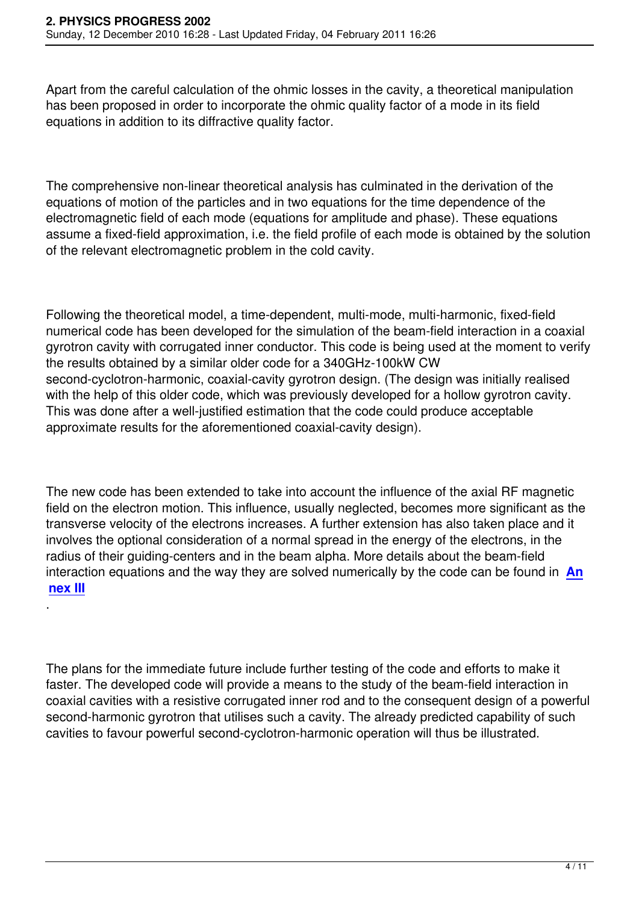Apart from the careful calculation of the ohmic losses in the cavity, a theoretical manipulation has been proposed in order to incorporate the ohmic quality factor of a mode in its field equations in addition to its diffractive quality factor.

The comprehensive non-linear theoretical analysis has culminated in the derivation of the equations of motion of the particles and in two equations for the time dependence of the electromagnetic field of each mode (equations for amplitude and phase). These equations assume a fixed-field approximation, i.e. the field profile of each mode is obtained by the solution of the relevant electromagnetic problem in the cold cavity.

Following the theoretical model, a time-dependent, multi-mode, multi-harmonic, fixed-field numerical code has been developed for the simulation of the beam-field interaction in a coaxial gyrotron cavity with corrugated inner conductor. This code is being used at the moment to verify the results obtained by a similar older code for a 340GHz-100kW CW second-cyclotron-harmonic, coaxial-cavity gyrotron design. (The design was initially realised with the help of this older code, which was previously developed for a hollow gyrotron cavity. This was done after a well-justified estimation that the code could produce acceptable approximate results for the aforementioned coaxial-cavity design).

The new code has been extended to take into account the influence of the axial RF magnetic field on the electron motion. This influence, usually neglected, becomes more significant as the transverse velocity of the electrons increases. A further extension has also taken place and it involves the optional consideration of a normal spread in the energy of the electrons, in the radius of their guiding-centers and in the beam alpha. More details about the beam-field interaction equations and the way they are solved numerically by the code can be found in **Annex III**.

The plans for the immediate future include further testing of the code and efforts to make it faster. The developed code will provide a means to the study of the beam-field interaction in coaxial cavities with a resistive corrugated inner rod and to the consequent design of a powerful second-harmonic gyrotron that utilises such a cavity. The already predicted capability of such cavities to favour powerful second-cyclotron-harmonic operation will thus be illustrated.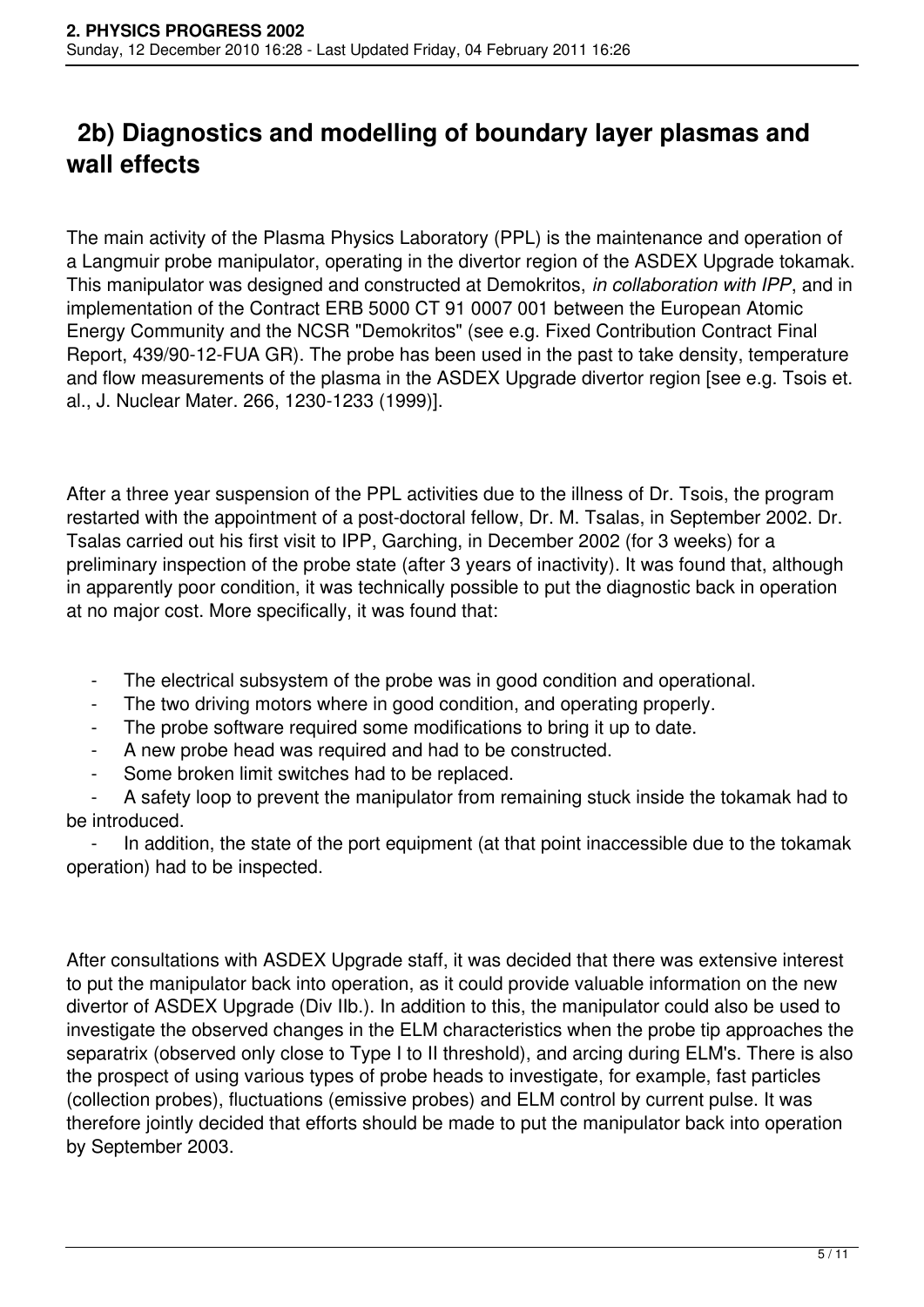## 2b) Diagnostics and modelling of boundary layer plasmas and wall effects

The main activity of the Plasma Physics Laboratory (PPL) is the maintenance and operation of a Langmuir probe manipulator, operating in the divertor region of the ASDEX Upgrade tokamak. This manipulator was designed and constructed at Demokritos, *in collaboration with IPP*, and in implementation of the Contract ERB 5000 CT 91 0007 001 between the European Atomic Energy Community and the NCSR "Demokritos" (see e.g. Fixed Contribution Contract Final Report, 439/90-12-FUA GR). The probe has been used in the past to take density, temperature and flow measurements of the plasma in the ASDEX Upgrade divertor region [see e.g. Tsois et. al., J. Nuclear Mater. 266, 1230-1233 (1999)].

After a three year suspension of the PPL activities due to the illness of Dr. Tsois, the program restarted with the appointment of a post-doctoral fellow, Dr. M. Tsalas, in September 2002. Dr. Tsalas carried out his first visit to IPP, Garching, in December 2002 (for 3 weeks) for a preliminary inspection of the probe state (after 3 years of inactivity). It was found that, although in apparently poor condition, it was technically possible to put the diagnostic back in operation at no major cost. More specifically, it was found that:

- The electrical subsystem of the probe was in good condition and operational.
- The two driving motors where in good condition, and operating properly.
- The probe software required some modifications to bring it up to date.
- A new probe head was required and had to be constructed.
- Some broken limit switches had to be replaced.
- A safety loop to prevent the manipulator from remaining stuck inside the tokamak had to be introduced.
- In addition, the state of the port equipment (at that point inaccessible due to the tokamak operation) had to be inspected.

After consultations with ASDEX Upgrade staff, it was decided that there was extensive interest to put the manipulator back into operation, as it could provide valuable information on the new divertor of ASDEX Upgrade (Div IIb.). In addition to this, the manipulator could also be used to investigate the observed changes in the ELM characteristics when the probe tip approaches the separatrix (observed only close to Type I to II threshold), and arcing during ELM's. There is also the prospect of using various types of probe heads to investigate, for example, fast particles (collection probes), fluctuations (emissive probes) and ELM control by current pulse. It was therefore jointly decided that efforts should be made to put the manipulator back into operation by September 2003.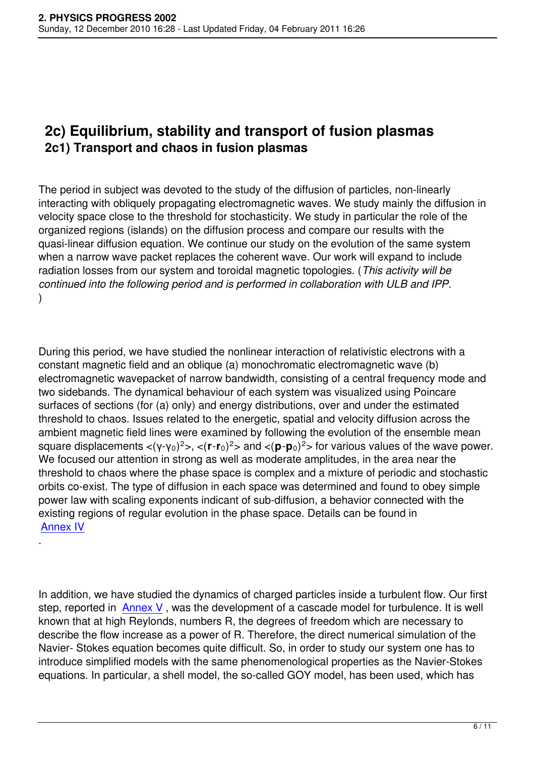## 2c) Equilibrium, stability and transport of fusion plasmas

### 2c1) Transport and chaos in fusion plasmas

The period in subject was devoted to the study of the diffusion of particles, non-linearly interacting with obliquely propagating electromagnetic waves. We study mainly the diffusion in velocity space close to the threshold for stochasticity. We study in particular the role of the organized regions (islands) on the diffusion process and compare our results with the quasi-linear diffusion equation. We continue our study on the evolution of the same system when a narrow wave packet replaces the coherent wave. Our work will expand to include radiation losses from our system and toroidal magnetic topologies. (*This activity will be continued into the following period and is performed in collaboration with ULB and IPP.*)

During this period, we have studied the nonlinear interaction of relativistic electrons with a constant magnetic field and an oblique (a) monochromatic electromagnetic wave (b) electromagnetic wavepacket of narrow bandwidth, consisting of a central frequency mode and two sidebands. The dynamical behaviour of each system was visualized using Poincare surfaces of sections (for (a) only) and energy distributions, over and under the estimated threshold to chaos. Issues related to the energetic, spatial and velocity diffusion across the ambient magnetic field lines were examined by following the evolution of the ensemble mean square displacements $<(\gamma-\gamma_0)^2>$, $<(\mathbf{r}-\mathbf{r}_0)^2>$ and $<(\mathbf{p}-\mathbf{p}_0)^2>$ for various values of the wave power. We focused our attention in strong as well as moderate amplitudes, in the area near the threshold to chaos where the phase space is complex and a mixture of periodic and stochastic orbits co-exist. The type of diffusion in each space was determined and found to obey simple power law with scaling exponents indicant of sub-diffusion, a behavior connected with the existing regions of regular evolution in the phase space. Details can be found in Annex IV.

In addition, we have studied the dynamics of charged particles inside a turbulent flow. Our first step, reported in Annex V, was the development of a cascade model for turbulence. It is well known that at high Reylonds, numbers R, the degrees of freedom which are necessary to describe the flow increase as a power of R. Therefore, the direct numerical simulation of the Navier- Stokes equation becomes quite difficult. So, in order to study our system one has to introduce simplified models with the same phenomenological properties as the Navier-Stokes equations. In particular, a shell model, the so-called GOY model, has been used, which has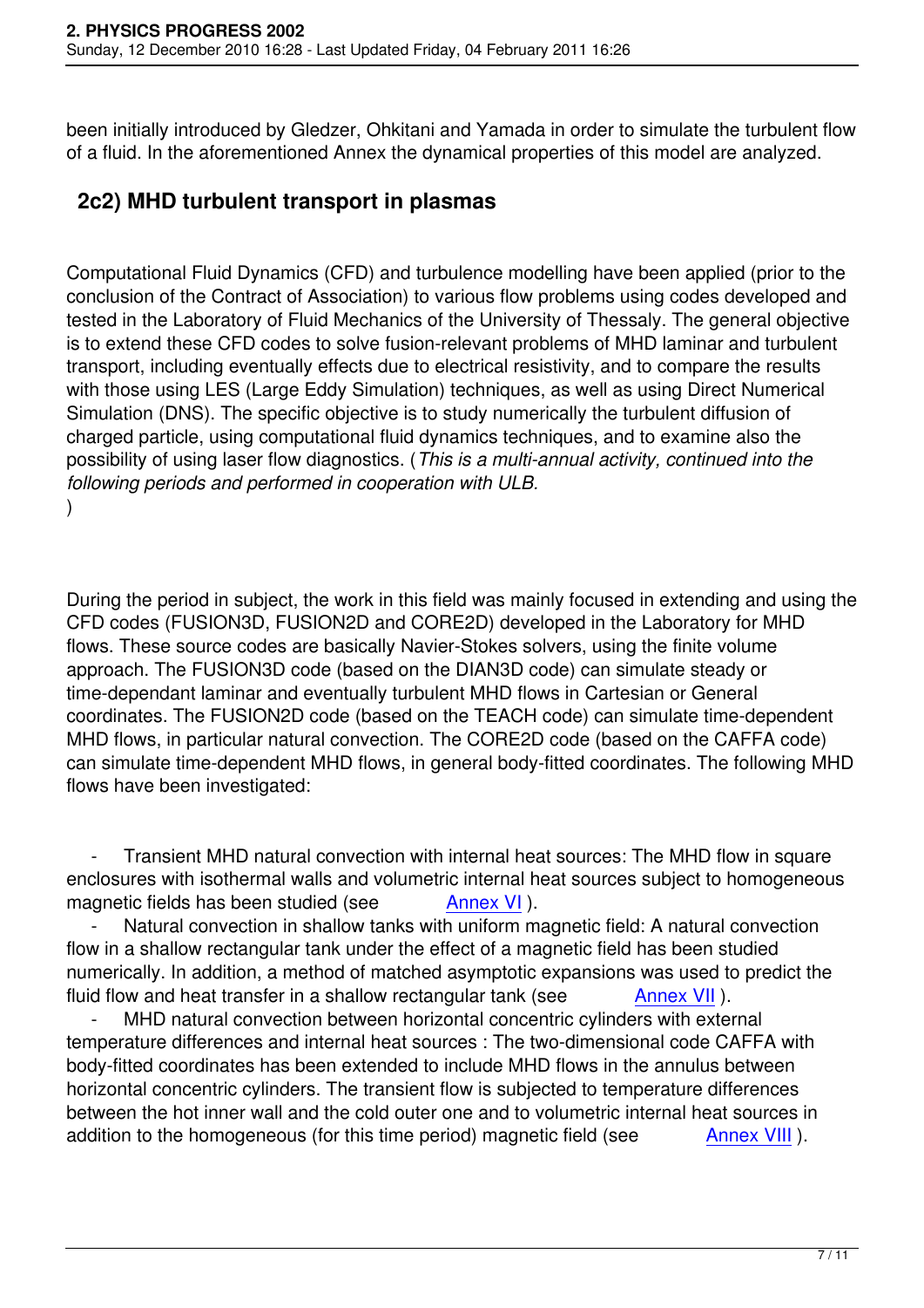been initially introduced by Gledzer, Ohkitani and Yamada in order to simulate the turbulent flow of a fluid. In the aforementioned Annex the dynamical properties of this model are analyzed.

## 2c2) MHD turbulent transport in plasmas

Computational Fluid Dynamics (CFD) and turbulence modelling have been applied (prior to the conclusion of the Contract of Association) to various flow problems using codes developed and tested in the Laboratory of Fluid Mechanics of the University of Thessaly. The general objective is to extend these CFD codes to solve fusion-relevant problems of MHD laminar and turbulent transport, including eventually effects due to electrical resistivity, and to compare the results with those using LES (Large Eddy Simulation) techniques, as well as using Direct Numerical Simulation (DNS). The specific objective is to study numerically the turbulent diffusion of charged particle, using computational fluid dynamics techniques, and to examine also the possibility of using laser flow diagnostics. (*This is a multi-annual activity, continued into the following periods and performed in cooperation with ULB.*)

During the period in subject, the work in this field was mainly focused in extending and using the CFD codes (FUSION3D, FUSION2D and CORE2D) developed in the Laboratory for MHD flows. These source codes are basically Navier-Stokes solvers, using the finite volume approach. The FUSION3D code (based on the DIAN3D code) can simulate steady or time-dependant laminar and eventually turbulent MHD flows in Cartesian or General coordinates. The FUSION2D code (based on the TEACH code) can simulate time-dependent MHD flows, in particular natural convection. The CORE2D code (based on the CAFFA code) can simulate time-dependent MHD flows, in general body-fitted coordinates. The following MHD flows have been investigated:

- Transient MHD natural convection with internal heat sources: The MHD flow in square enclosures with isothermal walls and volumetric internal heat sources subject to homogeneous magnetic fields has been studied (see Annex VI ).
- Natural convection in shallow tanks with uniform magnetic field: A natural convection flow in a shallow rectangular tank under the effect of a magnetic field has been studied numerically. In addition, a method of matched asymptotic expansions was used to predict the fluid flow and heat transfer in a shallow rectangular tank (see Annex VII ).
- MHD natural convection between horizontal concentric cylinders with external temperature differences and internal heat sources : The two-dimensional code CAFFA with body-fitted coordinates has been extended to include MHD flows in the annulus between horizontal concentric cylinders. The transient flow is subjected to temperature differences between the hot inner wall and the cold outer one and to volumetric internal heat sources in addition to the homogeneous (for this time period) magnetic field (see Annex VIII ).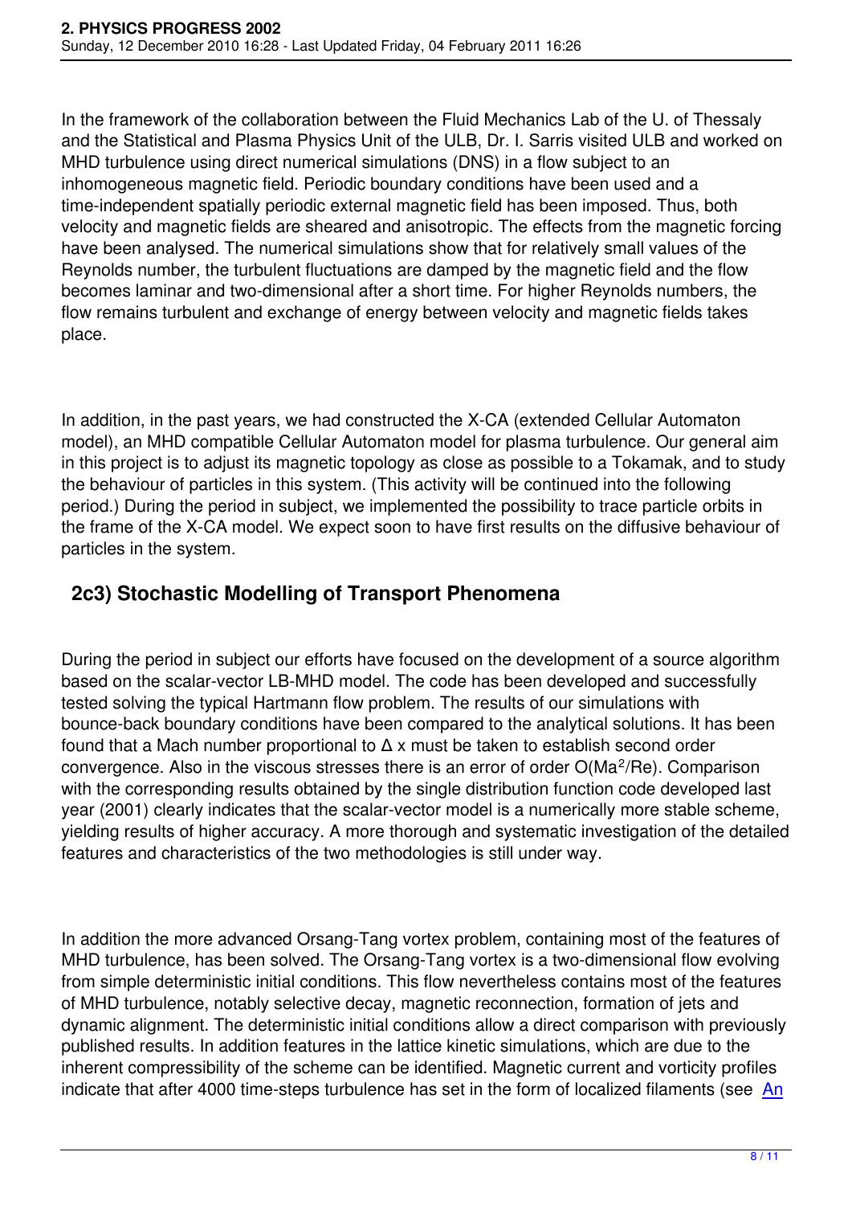In the framework of the collaboration between the Fluid Mechanics Lab of the U. of Thessaly and the Statistical and Plasma Physics Unit of the ULB, Dr. I. Sarris visited ULB and worked on MHD turbulence using direct numerical simulations (DNS) in a flow subject to an inhomogeneous magnetic field. Periodic boundary conditions have been used and a time-independent spatially periodic external magnetic field has been imposed. Thus, both velocity and magnetic fields are sheared and anisotropic. The effects from the magnetic forcing have been analysed. The numerical simulations show that for relatively small values of the Reynolds number, the turbulent fluctuations are damped by the magnetic field and the flow becomes laminar and two-dimensional after a short time. For higher Reynolds numbers, the flow remains turbulent and exchange of energy between velocity and magnetic fields takes place.

In addition, in the past years, we had constructed the X-CA (extended Cellular Automaton model), an MHD compatible Cellular Automaton model for plasma turbulence. Our general aim in this project is to adjust its magnetic topology as close as possible to a Tokamak, and to study the behaviour of particles in this system. (This activity will be continued into the following period.) During the period in subject, we implemented the possibility to trace particle orbits in the frame of the X-CA model. We expect soon to have first results on the diffusive behaviour of particles in the system.

## 2c3) Stochastic Modelling of Transport Phenomena

During the period in subject our efforts have focused on the development of a source algorithm based on the scalar-vector LB-MHD model. The code has been developed and successfully tested solving the typical Hartmann flow problem. The results of our simulations with bounce-back boundary conditions have been compared to the analytical solutions. It has been found that a Mach number proportional to $\Delta x$ must be taken to establish second order convergence. Also in the viscous stresses there is an error of order $O(Ma^2/Re)$. Comparison with the corresponding results obtained by the single distribution function code developed last year (2001) clearly indicates that the scalar-vector model is a numerically more stable scheme, yielding results of higher accuracy. A more thorough and systematic investigation of the detailed features and characteristics of the two methodologies is still under way.

In addition the more advanced Orsang-Tang vortex problem, containing most of the features of MHD turbulence, has been solved. The Orsang-Tang vortex is a two-dimensional flow evolving from simple deterministic initial conditions. This flow nevertheless contains most of the features of MHD turbulence, notably selective decay, magnetic reconnection, formation of jets and dynamic alignment. The deterministic initial conditions allow a direct comparison with previously published results. In addition features in the lattice kinetic simulations, which are due to the inherent compressibility of the scheme can be identified. Magnetic current and vorticity profiles indicate that after 4000 time-steps turbulence has set in the form of localized filaments (see An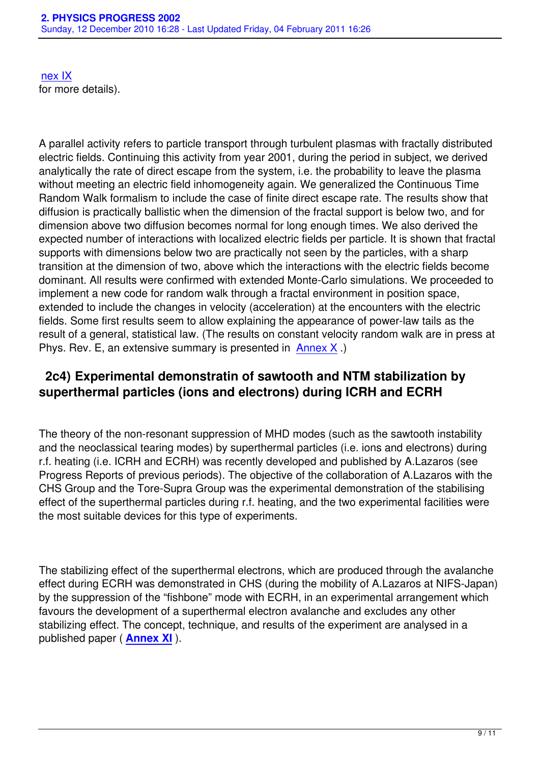nex IX
for more details).

A parallel activity refers to particle transport through turbulent plasmas with fractally distributed electric fields. Continuing this activity from year 2001, during the period in subject, we derived analytically the rate of direct escape from the system, i.e. the probability to leave the plasma without meeting an electric field inhomogeneity again. We generalized the Continuous Time Random Walk formalism to include the case of finite direct escape rate. The results show that diffusion is practically ballistic when the dimension of the fractal support is below two, and for dimension above two diffusion becomes normal for long enough times. We also derived the expected number of interactions with localized electric fields per particle. It is shown that fractal supports with dimensions below two are practically not seen by the particles, with a sharp transition at the dimension of two, above which the interactions with the electric fields become dominant. All results were confirmed with extended Monte-Carlo simulations. We proceeded to implement a new code for random walk through a fractal environment in position space, extended to include the changes in velocity (acceleration) at the encounters with the electric fields. Some first results seem to allow explaining the appearance of power-law tails as the result of a general, statistical law. (The results on constant velocity random walk are in press at Phys. Rev. E, an extensive summary is presented in Annex X .)

## 2c4) Experimental demonstratin of sawtooth and NTM stabilization by superthermal particles (ions and electrons) during ICRH and ECRH

The theory of the non-resonant suppression of MHD modes (such as the sawtooth instability and the neoclassical tearing modes) by superthermal particles (i.e. ions and electrons) during r.f. heating (i.e. ICRH and ECRH) was recently developed and published by A.Lazaros (see Progress Reports of previous periods). The objective of the collaboration of A.Lazaros with the CHS Group and the Tore-Supra Group was the experimental demonstration of the stabilising effect of the superthermal particles during r.f. heating, and the two experimental facilities were the most suitable devices for this type of experiments.

The stabilizing effect of the superthermal electrons, which are produced through the avalanche effect during ECRH was demonstrated in CHS (during the mobility of A.Lazaros at NIFS-Japan) by the suppression of the “fishbone” mode with ECRH, in an experimental arrangement which favours the development of a superthermal electron avalanche and excludes any other stabilizing effect. The concept, technique, and results of the experiment are analysed in a published paper ( **Annex XI** ).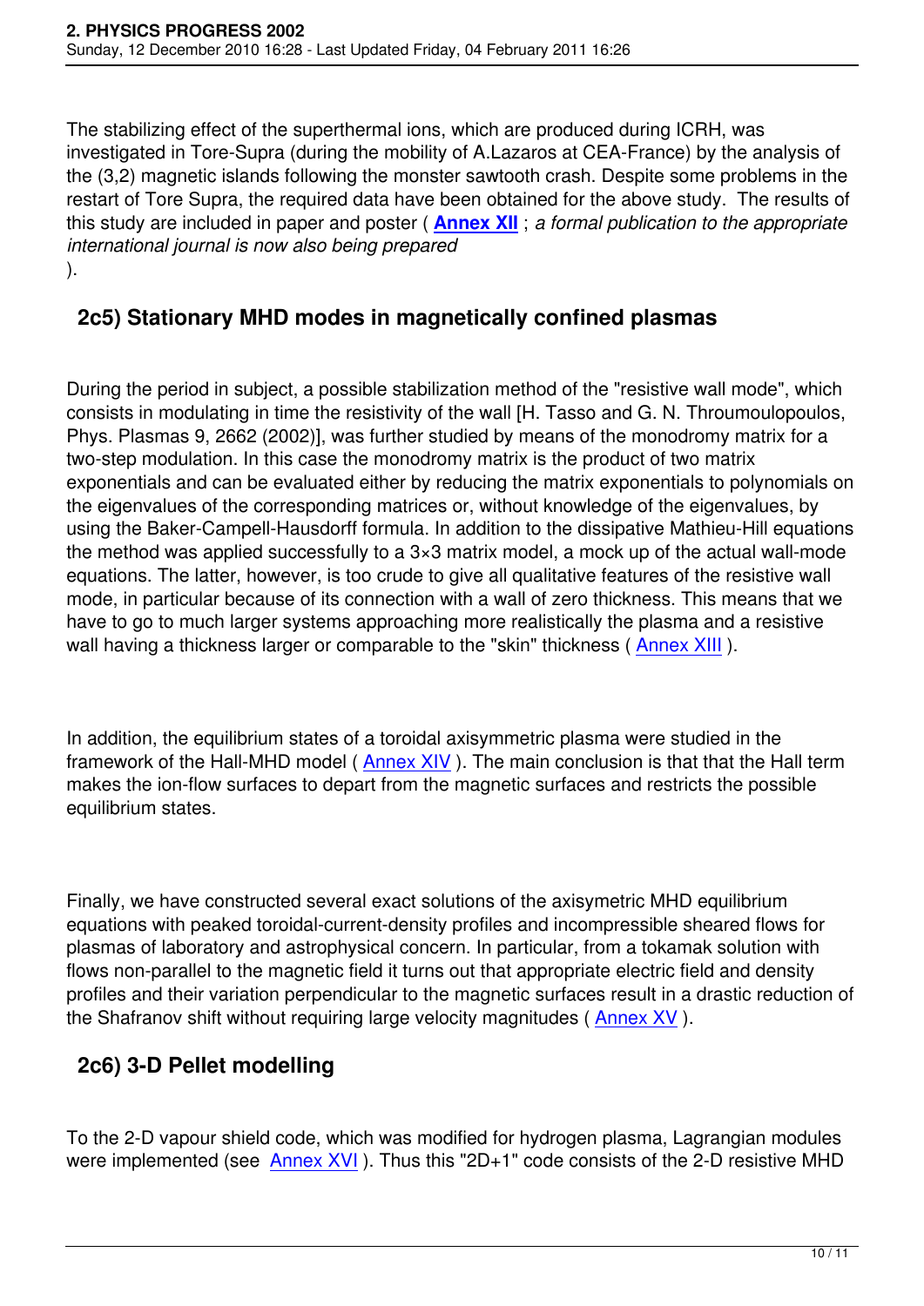The stabilizing effect of the superthermal ions, which are produced during ICRH, was investigated in Tore-Supra (during the mobility of A.Lazaros at CEA-France) by the analysis of the (3,2) magnetic islands following the monster sawtooth crash. Despite some problems in the restart of Tore Supra, the required data have been obtained for the above study. The results of this study are included in paper and poster ( **Annex XII** ; *a formal publication to the appropriate international journal is now also being prepared* ).

## 2c5) Stationary MHD modes in magnetically confined plasmas

During the period in subject, a possible stabilization method of the "resistive wall mode", which consists in modulating in time the resistivity of the wall [H. Tasso and G. N. Throumoulopoulos, Phys. Plasmas 9, 2662 (2002)], was further studied by means of the monodromy matrix for a two-step modulation. In this case the monodromy matrix is the product of two matrix exponentials and can be evaluated either by reducing the matrix exponentials to polynomials on the eigenvalues of the corresponding matrices or, without knowledge of the eigenvalues, by using the Baker-Campell-Hausdorff formula. In addition to the dissipative Mathieu-Hill equations the method was applied successfully to a $3 \times 3$ matrix model, a mock up of the actual wall-mode equations. The latter, however, is too crude to give all qualitative features of the resistive wall mode, in particular because of its connection with a wall of zero thickness. This means that we have to go to much larger systems approaching more realistically the plasma and a resistive wall having a thickness larger or comparable to the "skin" thickness ( Annex XIII ).

In addition, the equilibrium states of a toroidal axisymmetric plasma were studied in the framework of the Hall-MHD model ( Annex XIV ). The main conclusion is that that the Hall term makes the ion-flow surfaces to depart from the magnetic surfaces and restricts the possible equilibrium states.

Finally, we have constructed several exact solutions of the axisymetric MHD equilibrium equations with peaked toroidal-current-density profiles and incompressible sheared flows for plasmas of laboratory and astrophysical concern. In particular, from a tokamak solution with flows non-parallel to the magnetic field it turns out that appropriate electric field and density profiles and their variation perpendicular to the magnetic surfaces result in a drastic reduction of the Shafranov shift without requiring large velocity magnitudes ( Annex XV ).

## 2c6) 3-D Pellet modelling

To the 2-D vapour shield code, which was modified for hydrogen plasma, Lagrangian modules were implemented (see Annex XVI ). Thus this "2D+1" code consists of the 2-D resistive MHD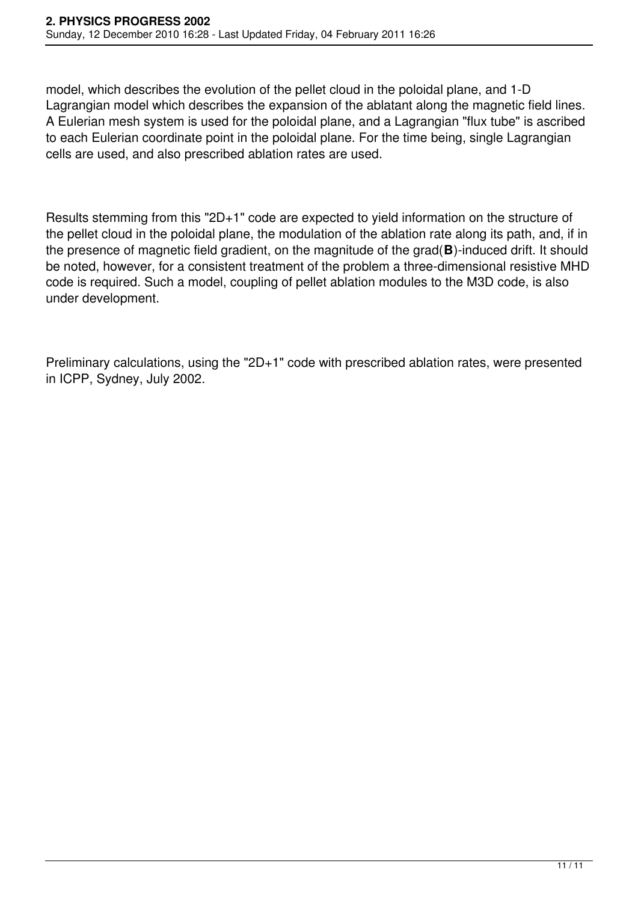model, which describes the evolution of the pellet cloud in the poloidal plane, and 1-D Lagrangian model which describes the expansion of the ablatant along the magnetic field lines. A Eulerian mesh system is used for the poloidal plane, and a Lagrangian "flux tube" is ascribed to each Eulerian coordinate point in the poloidal plane. For the time being, single Lagrangian cells are used, and also prescribed ablation rates are used.

Results stemming from this "2D+1" code are expected to yield information on the structure of the pellet cloud in the poloidal plane, the modulation of the ablation rate along its path, and, if in the presence of magnetic field gradient, on the magnitude of the grad(**B**)-induced drift. It should be noted, however, for a consistent treatment of the problem a three-dimensional resistive MHD code is required. Such a model, coupling of pellet ablation modules to the M3D code, is also under development.

Preliminary calculations, using the "2D+1" code with prescribed ablation rates, were presented in ICPP, Sydney, July 2002.